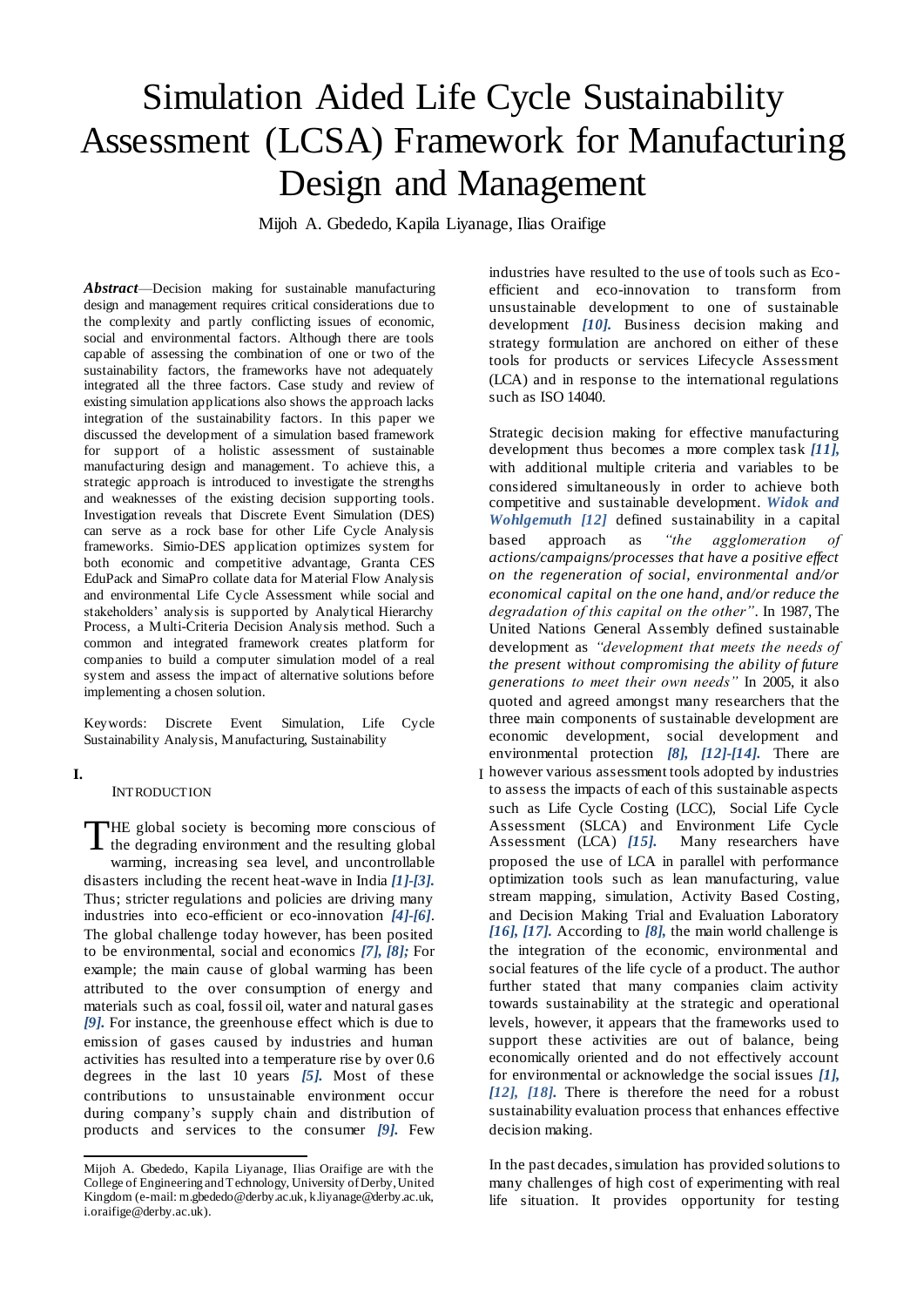# Simulation Aided Life Cycle Sustainability Assessment (LCSA) Framework for Manufacturing Design and Management

Mijoh A. Gbededo, Kapila Liyanage, Ilias Oraifige

***Abstract***—Decision making for sustainable manufacturing design and management requires critical considerations due to the complexity and partly conflicting issues of economic, social and environmental factors. Although there are tools capable of assessing the combination of one or two of the sustainability factors, the frameworks have not adequately integrated all the three factors. Case study and review of existing simulation applications also shows the approach lacks integration of the sustainability factors. In this paper we discussed the development of a simulation based framework for support of a holistic assessment of sustainable manufacturing design and management. To achieve this, a strategic approach is introduced to investigate the strengths and weaknesses of the existing decision supporting tools. Investigation reveals that Discrete Event Simulation (DES) can serve as a rock base for other Life Cycle Analysis frameworks. Simio-DES application optimizes system for both economic and competitive advantage, Granta CES EduPack and SimaPro collate data for Material Flow Analysis and environmental Life Cycle Assessment while social and stakeholders' analysis is supported by Analytical Hierarchy Process, a Multi-Criteria Decision Analysis method. Such a common and integrated framework creates platform for companies to build a computer simulation model of a real system and assess the impact of alternative solutions before implementing a chosen solution.

Keywords: Discrete Event Simulation, Life Cycle Sustainability Analysis, Manufacturing, Sustainability

## I. INTRODUCTION

THE global society is becoming more conscious of the degrading environment and the resulting global warming, increasing sea level, and uncontrollable disasters including the recent heat-wave in India ***[1]-[3].*** Thus; stricter regulations and policies are driving many industries into eco-efficient or eco-innovation ***[4]-[6]***. The global challenge today however, has been posited to be environmental, social and economics ***[7], [8];*** For example; the main cause of global warming has been attributed to the over consumption of energy and materials such as coal, fossil oil, water and natural gases ***[9].*** For instance, the greenhouse effect which is due to emission of gases caused by industries and human activities has resulted into a temperature rise by over 0.6 degrees in the last 10 years ***[5].*** Most of these contributions to unsustainable environment occur during company's supply chain and distribution of products and services to the consumer ***[9].*** Few industries have resulted to the use of tools such as Eco-efficient and eco-innovation to transform from unsustainable development to one of sustainable development ***[10].*** Business decision making and strategy formulation are anchored on either of these tools for products or services Lifecycle Assessment (LCA) and in response to the international regulations such as ISO 14040.

Strategic decision making for effective manufacturing development thus becomes a more complex task ***[11],*** with additional multiple criteria and variables to be considered simultaneously in order to achieve both competitive and sustainable development. ***Widok and Wohlgemuth [12]*** defined sustainability in a capital based approach as *"the agglomeration of actions/campaigns/processes that have a positive effect on the regeneration of social, environmental and/or economical capital on the one hand, and/or reduce the degradation of this capital on the other"*. In 1987, The United Nations General Assembly defined sustainable development as *"development that meets the needs of the present without compromising the ability of future generations to meet their own needs"* In 2005, it also quoted and agreed amongst many researchers that the three main components of sustainable development are economic development, social development and environmental protection ***[8], [12]-[14].*** There are however various assessment tools adopted by industries to assess the impacts of each of this sustainable aspects such as Life Cycle Costing (LCC), Social Life Cycle Assessment (SLCA) and Environment Life Cycle Assessment (LCA) ***[15].*** Many researchers have proposed the use of LCA in parallel with performance optimization tools such as lean manufacturing, value stream mapping, simulation, Activity Based Costing, and Decision Making Trial and Evaluation Laboratory ***[16], [17].*** According to ***[8],*** the main world challenge is the integration of the economic, environmental and social features of the life cycle of a product. The author further stated that many companies claim activity towards sustainability at the strategic and operational levels, however, it appears that the frameworks used to support these activities are out of balance, being economically oriented and do not effectively account for environmental or acknowledge the social issues ***[1], [12], [18].*** There is therefore the need for a robust sustainability evaluation process that enhances effective decision making.

In the past decades, simulation has provided solutions to many challenges of high cost of experimenting with real life situation. It provides opportunity for testing

---

Mijoh A. Gbededo, Kapila Liyanage, Ilias Oraifige are with the College of Engineering and Technology, University of Derby, United Kingdom (e-mail: m.gbededo@derby.ac.uk, k.liyanage@derby.ac.uk, i.oraifige@derby.ac.uk).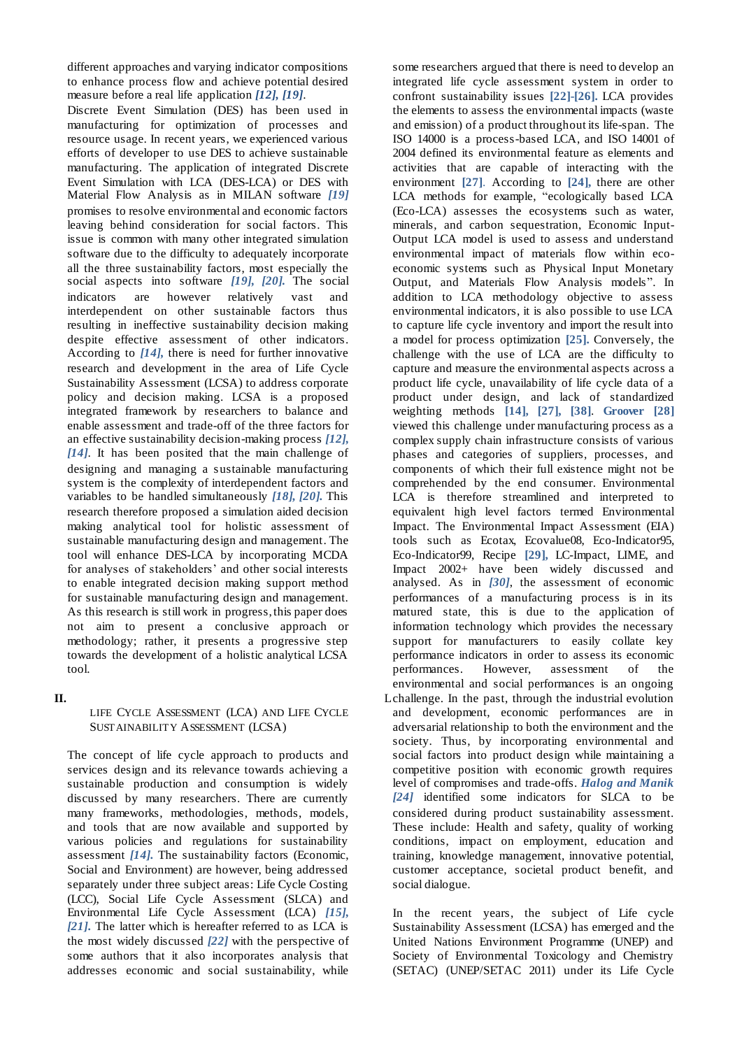different approaches and varying indicator compositions to enhance process flow and achieve potential desired measure before a real life application *[12], [19]*.

Discrete Event Simulation (DES) has been used in manufacturing for optimization of processes and resource usage. In recent years, we experienced various efforts of developer to use DES to achieve sustainable manufacturing. The application of integrated Discrete Event Simulation with LCA (DES-LCA) or DES with Material Flow Analysis as in MILAN software *[19]* promises to resolve environmental and economic factors leaving behind consideration for social factors. This issue is common with many other integrated simulation software due to the difficulty to adequately incorporate all the three sustainability factors, most especially the social aspects into software *[19], [20]*. The social indicators are however relatively vast and interdependent on other sustainable factors thus resulting in ineffective sustainability decision making despite effective assessment of other indicators. According to *[14]*, there is need for further innovative research and development in the area of Life Cycle Sustainability Assessment (LCSA) to address corporate policy and decision making. LCSA is a proposed integrated framework by researchers to balance and enable assessment and trade-off of the three factors for an effective sustainability decision-making process *[12], [14]*. It has been posited that the main challenge of designing and managing a sustainable manufacturing system is the complexity of interdependent factors and variables to be handled simultaneously *[18], [20]*. This research therefore proposed a simulation aided decision making analytical tool for holistic assessment of sustainable manufacturing design and management. The tool will enhance DES-LCA by incorporating MCDA for analyses of stakeholders' and other social interests to enable integrated decision making support method for sustainable manufacturing design and management. As this research is still work in progress, this paper does not aim to present a conclusive approach or methodology; rather, it presents a progressive step towards the development of a holistic analytical LCSA tool.

## II. Life Cycle Assessment (LCA) and Life Cycle Sustainability Assessment (LCSA)

The concept of life cycle approach to products and services design and its relevance towards achieving a sustainable production and consumption is widely discussed by many researchers. There are currently many frameworks, methodologies, methods, models, and tools that are now available and supported by various policies and regulations for sustainability assessment *[14]*. The sustainability factors (Economic, Social and Environment) are however, being addressed separately under three subject areas: Life Cycle Costing (LCC), Social Life Cycle Assessment (SLCA) and Environmental Life Cycle Assessment (LCA) *[15], [21]*. The latter which is hereafter referred to as LCA is the most widely discussed *[22]* with the perspective of some authors that it also incorporates analysis that addresses economic and social sustainability, while some researchers argued that there is need to develop an integrated life cycle assessment system in order to confront sustainability issues **[22]-[26]**. LCA provides the elements to assess the environmental impacts (waste and emission) of a product throughout its life-span. The ISO 14000 is a process-based LCA, and ISO 14001 of 2004 defined its environmental feature as elements and activities that are capable of interacting with the environment **[27]**. According to **[24]**, there are other LCA methods for example, "ecologically based LCA (Eco-LCA) assesses the ecosystems such as water, minerals, and carbon sequestration, Economic Input-Output LCA model is used to assess and understand environmental impact of materials flow within eco-economic systems such as Physical Input Monetary Output, and Materials Flow Analysis models". In addition to LCA methodology objective to assess environmental indicators, it is also possible to use LCA to capture life cycle inventory and import the result into a model for process optimization **[25]**. Conversely, the challenge with the use of LCA are the difficulty to capture and measure the environmental aspects across a product life cycle, unavailability of life cycle data of a product under design, and lack of standardized weighting methods **[14], [27], [38]**. **Groover [28]** viewed this challenge under manufacturing process as a complex supply chain infrastructure consists of various phases and categories of suppliers, processes, and components of which their full existence might not be comprehended by the end consumer. Environmental LCA is therefore streamlined and interpreted to equivalent high level factors termed Environmental Impact. The Environmental Impact Assessment (EIA) tools such as Ecotax, Ecovalue08, Eco-Indicator95, Eco-Indicator99, Recipe **[29]**, LC-Impact, LIME, and Impact 2002+ have been widely discussed and analysed. As in *[30]*, the assessment of economic performances of a manufacturing process is in its matured state, this is due to the application of information technology which provides the necessary support for manufacturers to easily collate key performance indicators in order to assess its economic performances. However, assessment of the environmental and social performances is an ongoing challenge. In the past, through the industrial evolution and development, economic performances are in adversarial relationship to both the environment and the society. Thus, by incorporating environmental and social factors into product design while maintaining a competitive position with economic growth requires level of compromises and trade-offs. ***Halog and Manik [24]*** identified some indicators for SLCA to be considered during product sustainability assessment. These include: Health and safety, quality of working conditions, impact on employment, education and training, knowledge management, innovative potential, customer acceptance, societal product benefit, and social dialogue.

In the recent years, the subject of Life cycle Sustainability Assessment (LCSA) has emerged and the United Nations Environment Programme (UNEP) and Society of Environmental Toxicology and Chemistry (SETAC) (UNEP/SETAC 2011) under its Life Cycle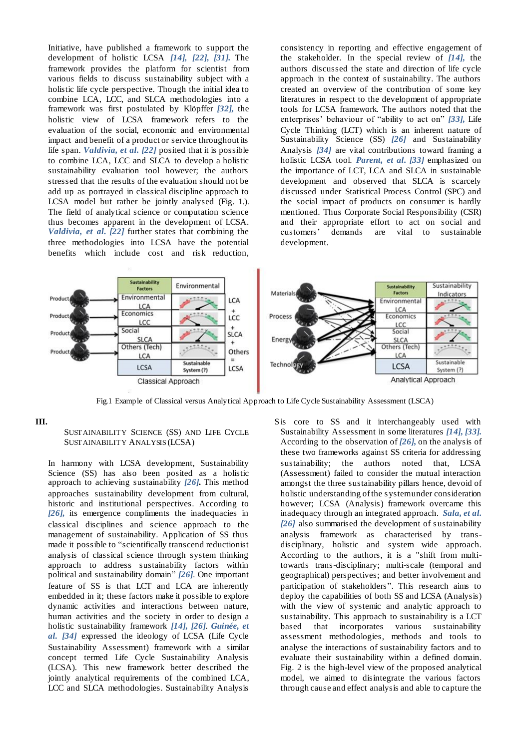Initiative, have published a framework to support the development of holistic LCSA *[14], [22], [31].* The framework provides the platform for scientist from various fields to discuss sustainability subject with a holistic life cycle perspective. Though the initial idea to combine LCA, LCC, and SLCA methodologies into a framework was first postulated by Klöpffer *[32],* the holistic view of LCSA framework refers to the evaluation of the social, economic and environmental impact and benefit of a product or service throughout its life span. ***Valdivia, et al. [22]*** posited that it is possible to combine LCA, LCC and SLCA to develop a holistic sustainability evaluation tool however; the authors stressed that the results of the evaluation should not be add up as portrayed in classical discipline approach to LCSA model but rather be jointly analysed (Fig. 1.). The field of analytical science or computation science thus becomes apparent in the development of LCSA. ***Valdivia, et al. [22]*** further states that combining the three methodologies into LCSA have the potential benefits which include cost and risk reduction, consistency in reporting and effective engagement of the stakeholder. In the special review of *[14],* the authors discussed the state and direction of life cycle approach in the context of sustainability. The authors created an overview of the contribution of some key literatures in respect to the development of appropriate tools for LCSA framework. The authors noted that the enterprises' behaviour of "ability to act on" *[33],* Life Cycle Thinking (LCT) which is an inherent nature of Sustainability Science (SS) *[26]* and Sustainability Analysis *[34]* are vital contributions toward framing a holistic LCSA tool. ***Parent, et al. [33]*** emphasized on the importance of LCT, LCA and SLCA in sustainable development and observed that SLCA is scarcely discussed under Statistical Process Control (SPC) and the social impact of products on consumer is hardly mentioned. Thus Corporate Social Responsibility (CSR) and their appropriate effort to act on social and customers' demands are vital to sustainable development.

Fig.1 Example of Classical versus Analytical Approach to Life Cycle Sustainability Assessment (LSCA)

## III. Sustainability Science (SS) and Life Cycle Sustainability Analysis (LCSA)

In harmony with LCSA development, Sustainability Science (SS) has also been posited as a holistic approach to achieving sustainability *[26].* This method approaches sustainability development from cultural, historic and institutional perspectives. According to *[26],* its emergence compliments the inadequacies in classical disciplines and science approach to the management of sustainability. Application of SS thus made it possible to "scientifically transcend reductionist analysis of classical science through system thinking approach to address sustainability factors within political and sustainability domain" *[26].* One important feature of SS is that LCT and LCA are inherently embedded in it; these factors make it possible to explore dynamic activities and interactions between nature, human activities and the society in order to design a holistic sustainability framework *[14], [26]. **Guinée, et al. [34]*** expressed the ideology of LCSA (Life Cycle Sustainability Assessment) framework with a similar concept termed Life Cycle Sustainability Analysis (LCSA). This new framework better described the jointly analytical requirements of the combined LCA, LCC and SLCA methodologies. Sustainability Analysis is core to SS and it interchangeably used with Sustainability Assessment in some literatures *[14], [33].* According to the observation of *[26],* on the analysis of these two frameworks against SS criteria for addressing sustainability; the authors noted that, LCSA (Assessment) failed to consider the mutual interaction amongst the three sustainability pillars hence, devoid of holistic understanding of the system under consideration however; LCSA (Analysis) framework overcame this inadequacy through an integrated approach. ***Sala, et al. [26]*** also summarised the development of sustainability analysis framework as characterised by trans-disciplinary, holistic and system wide approach. According to the authors, it is a "shift from multi- towards trans-disciplinary; multi-scale (temporal and geographical) perspectives; and better involvement and participation of stakeholders". This research aims to deploy the capabilities of both SS and LCSA (Analysis) with the view of systemic and analytic approach to sustainability. This approach to sustainability is a LCT based that incorporates various sustainability assessment methodologies, methods and tools to analyse the interactions of sustainability factors and to evaluate their sustainability within a defined domain. Fig. 2 is the high-level view of the proposed analytical model, we aimed to disintegrate the various factors through cause and effect analysis and able to capture the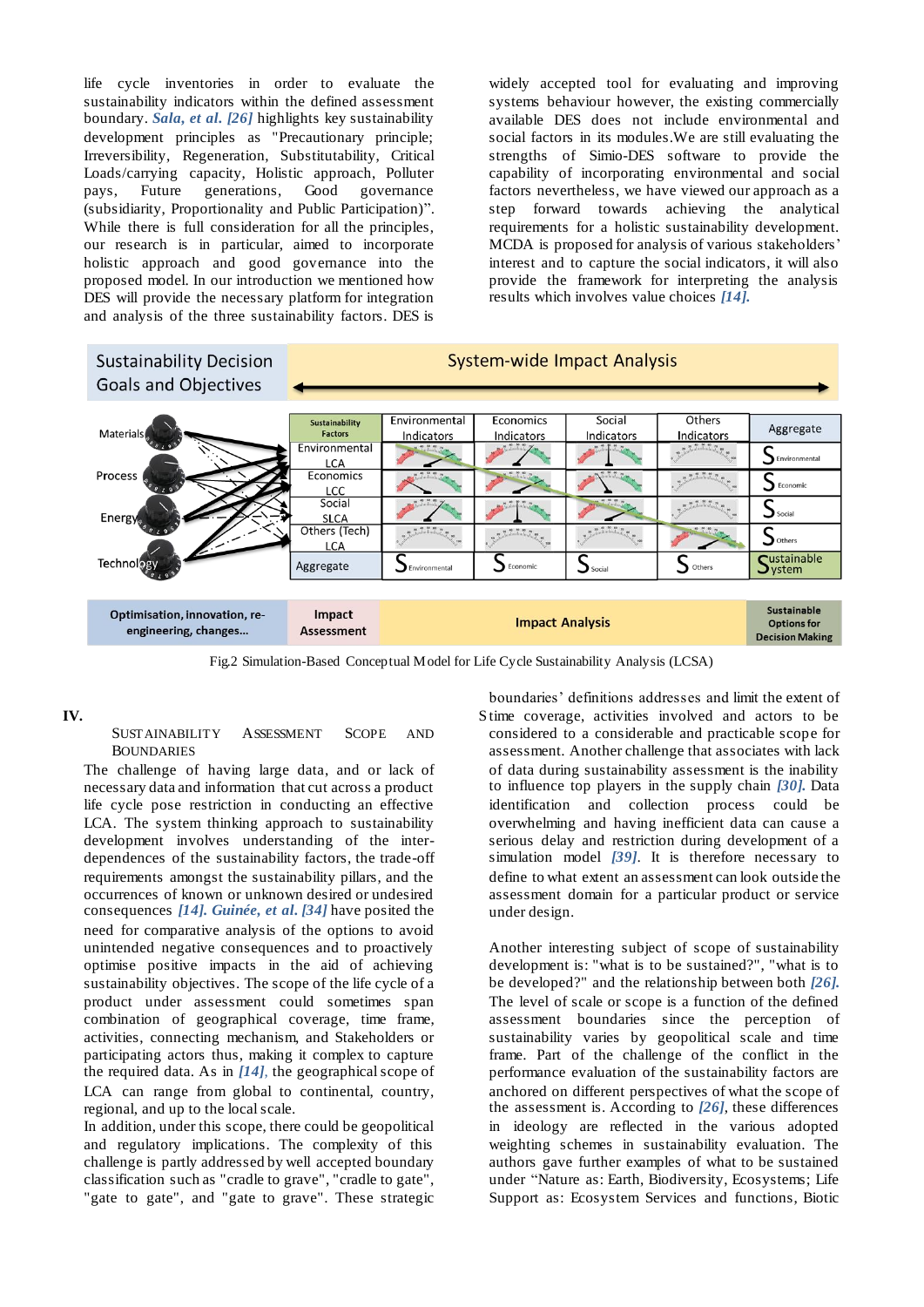life cycle inventories in order to evaluate the sustainability indicators within the defined assessment boundary. *Sala, et al.* [26] highlights key sustainability development principles as "Precautionary principle; Irreversibility, Regeneration, Substitutability, Critical Loads/carrying capacity, Holistic approach, Polluter pays, Future generations, Good governance (subsidiarity, Proportionality and Public Participation)". While there is full consideration for all the principles, our research is in particular, aimed to incorporate holistic approach and good governance into the proposed model. In our introduction we mentioned how DES will provide the necessary platform for integration and analysis of the three sustainability factors. DES is widely accepted tool for evaluating and improving systems behaviour however, the existing commercially available DES does not include environmental and social factors in its modules.We are still evaluating the strengths of Simio-DES software to provide the capability of incorporating environmental and social factors nevertheless, we have viewed our approach as a step forward towards achieving the analytical requirements for a holistic sustainability development. MCDA is proposed for analysis of various stakeholders' interest and to capture the social indicators, it will also provide the framework for interpreting the analysis results which involves value choices [14].

Fig.2 Simulation-Based Conceptual Model for Life Cycle Sustainability Analysis (LCSA)

## IV. Sustainability Assessment Scope and Boundaries

The challenge of having large data, and or lack of necessary data and information that cut across a product life cycle pose restriction in conducting an effective LCA. The system thinking approach to sustainability development involves understanding of the inter-dependences of the sustainability factors, the trade-off requirements amongst the sustainability pillars, and the occurrences of known or unknown desired or undesired consequences [14]. *Guinée, et al.* [34] have posited the need for comparative analysis of the options to avoid unintended negative consequences and to proactively optimise positive impacts in the aid of achieving sustainability objectives. The scope of the life cycle of a product under assessment could sometimes span combination of geographical coverage, time frame, activities, connecting mechanism, and Stakeholders or participating actors thus, making it complex to capture the required data. As in [14], the geographical scope of LCA can range from global to continental, country, regional, and up to the local scale.

In addition, under this scope, there could be geopolitical and regulatory implications. The complexity of this challenge is partly addressed by well accepted boundary classification such as "cradle to grave", "cradle to gate", "gate to gate", and "gate to grave". These strategic boundaries' definitions addresses and limit the extent of time coverage, activities involved and actors to be considered to a considerable and practicable scope for assessment. Another challenge that associates with lack of data during sustainability assessment is the inability to influence top players in the supply chain [30]. Data identification and collection process could be overwhelming and having inefficient data can cause a serious delay and restriction during development of a simulation model [39]. It is therefore necessary to define to what extent an assessment can look outside the assessment domain for a particular product or service under design.

Another interesting subject of scope of sustainability development is: "what is to be sustained?", "what is to be developed?" and the relationship between both [26]. The level of scale or scope is a function of the defined assessment boundaries since the perception of sustainability varies by geopolitical scale and time frame. Part of the challenge of the conflict in the performance evaluation of the sustainability factors are anchored on different perspectives of what the scope of the assessment is. According to [26], these differences in ideology are reflected in the various adopted weighting schemes in sustainability evaluation. The authors gave further examples of what to be sustained under "Nature as: Earth, Biodiversity, Ecosystems; Life Support as: Ecosystem Services and functions, Biotic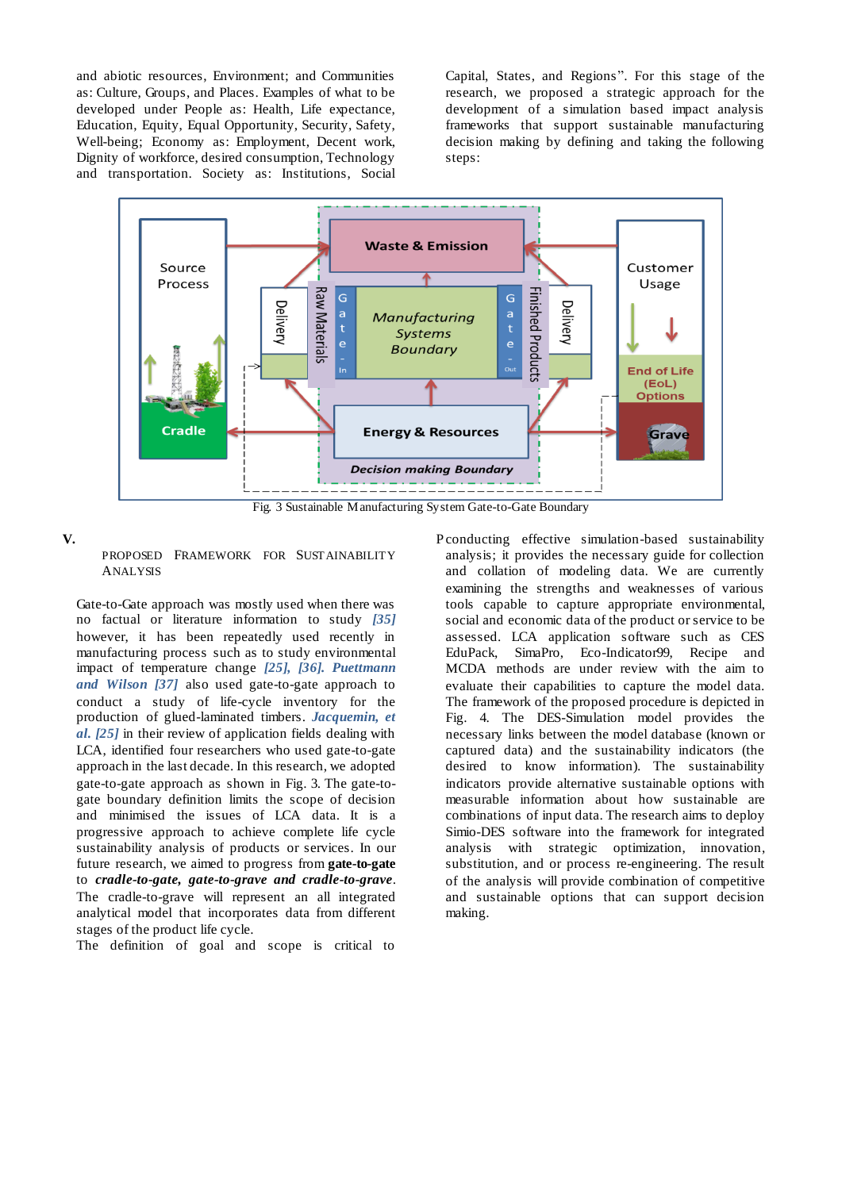and abiotic resources, Environment; and Communities as: Culture, Groups, and Places. Examples of what to be developed under People as: Health, Life expectance, Education, Equity, Equal Opportunity, Security, Safety, Well-being; Economy as: Employment, Decent work, Dignity of workforce, desired consumption, Technology and transportation. Society as: Institutions, Social Capital, States, and Regions". For this stage of the research, we proposed a strategic approach for the development of a simulation based impact analysis frameworks that support sustainable manufacturing decision making by defining and taking the following steps:

Fig. 3 Sustainable Manufacturing System Gate-to-Gate Boundary

## V. PROPOSED FRAMEWORK FOR SUSTAINABILITY ANALYSIS

Gate-to-Gate approach was mostly used when there was no factual or literature information to study [35] however, it has been repeatedly used recently in manufacturing process such as to study environmental impact of temperature change [25], [36]. *Puettmann and Wilson* [37] also used gate-to-gate approach to conduct a study of life-cycle inventory for the production of glued-laminated timbers. *Jacquemin, et al.* [25] in their review of application fields dealing with LCA, identified four researchers who used gate-to-gate approach in the last decade. In this research, we adopted gate-to-gate approach as shown in Fig. 3. The gate-to-gate boundary definition limits the scope of decision and minimised the issues of LCA data. It is a progressive approach to achieve complete life cycle sustainability analysis of products or services. In our future research, we aimed to progress from **gate-to-gate** to ***cradle-to-gate, gate-to-grave and cradle-to-grave***. The cradle-to-grave will represent an all integrated analytical model that incorporates data from different stages of the product life cycle.

The definition of goal and scope is critical to conducting effective simulation-based sustainability analysis; it provides the necessary guide for collection and collation of modeling data. We are currently examining the strengths and weaknesses of various tools capable to capture appropriate environmental, social and economic data of the product or service to be assessed. LCA application software such as CES EduPack, SimaPro, Eco-Indicator99, Recipe and MCDA methods are under review with the aim to evaluate their capabilities to capture the model data. The framework of the proposed procedure is depicted in Fig. 4. The DES-Simulation model provides the necessary links between the model database (known or captured data) and the sustainability indicators (the desired to know information). The sustainability indicators provide alternative sustainable options with measurable information about how sustainable are combinations of input data. The research aims to deploy Simio-DES software into the framework for integrated analysis with strategic optimization, innovation, substitution, and or process re-engineering. The result of the analysis will provide combination of competitive and sustainable options that can support decision making.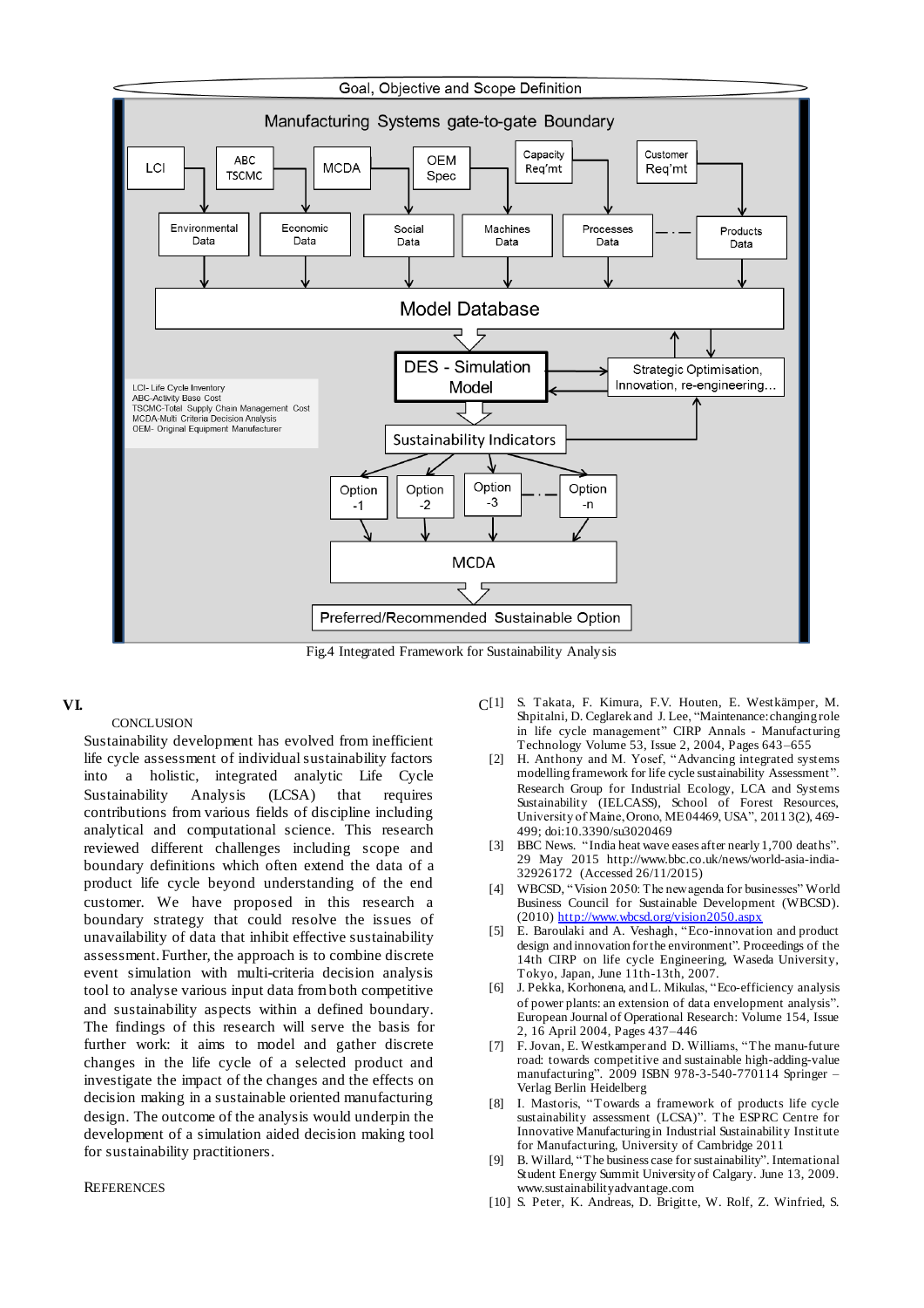Fig.4 Integrated Framework for Sustainability Analysis

## VI. CONCLUSION

Sustainability development has evolved from inefficient life cycle assessment of individual sustainability factors into a holistic, integrated analytic Life Cycle Sustainability Analysis (LCSA) that requires contributions from various fields of discipline including analytical and computational science. This research reviewed different challenges including scope and boundary definitions which often extend the data of a product life cycle beyond understanding of the end customer. We have proposed in this research a boundary strategy that could resolve the issues of unavailability of data that inhibit effective sustainability assessment. Further, the approach is to combine discrete event simulation with multi-criteria decision analysis tool to analyse various input data from both competitive and sustainability aspects within a defined boundary. The findings of this research will serve the basis for further work: it aims to model and gather discrete changes in the life cycle of a selected product and investigate the impact of the changes and the effects on decision making in a sustainable oriented manufacturing design. The outcome of the analysis would underpin the development of a simulation aided decision making tool for sustainability practitioners.

## REFERENCES

[1] S. Takata, F. Kimura, F.V. Houten, E. Westkämper, M. Shpitalni, D. Ceglarek and J. Lee, "Maintenance: changing role in life cycle management" CIRP Annals - Manufacturing Technology Volume 53, Issue 2, 2004, Pages 643–655

[2] H. Anthony and M. Yosef, "Advancing integrated systems modelling framework for life cycle sustainability Assessment". Research Group for Industrial Ecology, LCA and Systems Sustainability (IELCASS), School of Forest Resources, University of Maine, Orono, ME 04469, USA", 2011 3(2), 469-499; doi:10.3390/su3020469

[3] BBC News. "India heat wave eases after nearly 1,700 deaths". 29 May 2015 http://www.bbc.co.uk/news/world-asia-india-32926172 (Accessed 26/11/2015)

[4] WBCSD, "Vision 2050: The new agenda for businesses" World Business Council for Sustainable Development (WBCSD). (2010) http://www.wbcsd.org/vision2050.aspx

[5] E. Baroulaki and A. Veshagh, "Eco-innovation and product design and innovation for the environment". Proceedings of the 14th CIRP on life cycle Engineering, Waseda University, Tokyo, Japan, June 11th-13th, 2007.

[6] J. Pekka, Korhonena, and L. Mikulas, "Eco-efficiency analysis of power plants: an extension of data envelopment analysis". European Journal of Operational Research: Volume 154, Issue 2, 16 April 2004, Pages 437–446

[7] F. Jovan, E. Westkamper and D. Williams, "The manu-future road: towards competitive and sustainable high-adding-value manufacturing". 2009 ISBN 978-3-540-770114 Springer – Verlag Berlin Heidelberg

[8] I. Mastoris, "Towards a framework of products life cycle sustainability assessment (LCSA)". The ESPRC Centre for Innovative Manufacturing in Industrial Sustainability Institute for Manufacturing, University of Cambridge 2011

[9] B. Willard, "The business case for sustainability". International Student Energy Summit University of Calgary. June 13, 2009. www.sustainabilityadvantage.com

[10] S. Peter, K. Andreas, D. Brigitte, W. Rolf, Z. Winfried, S.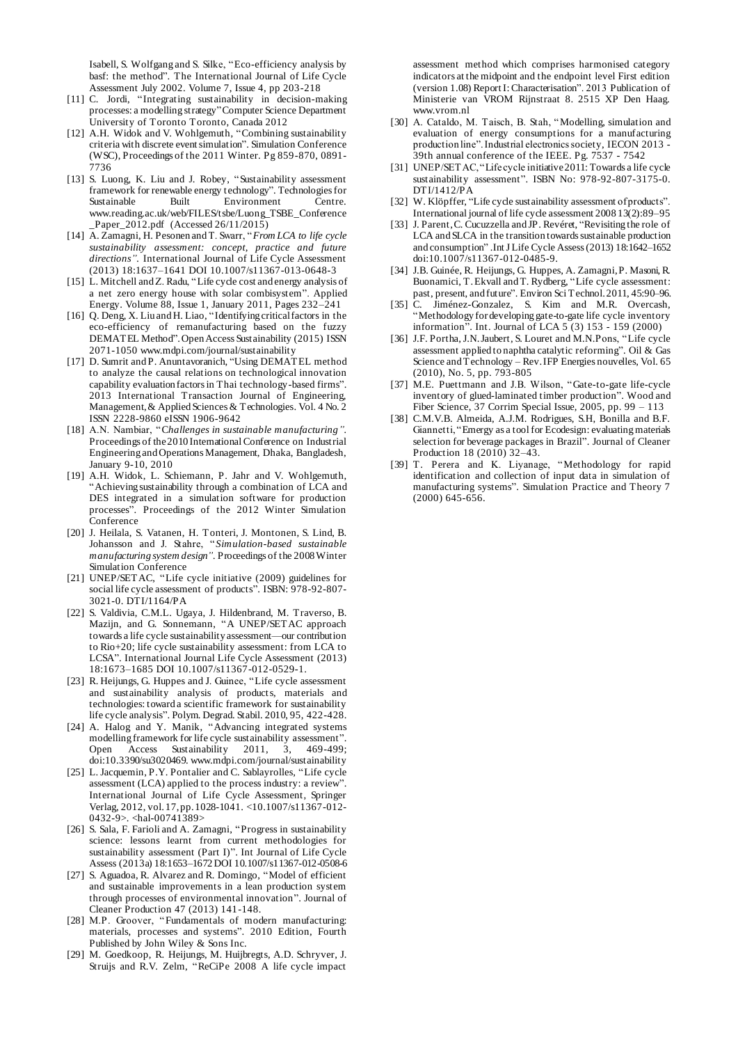Isabell, S. Wolfgang and S. Silke, "Eco-efficiency analysis by basf: the method". The International Journal of Life Cycle Assessment July 2002. Volume 7, Issue 4, pp 203-218

[11] C. Jordi, "Integrating sustainability in decision-making processes: a modelling strategy" Computer Science Department University of Toronto Toronto, Canada 2012

[12] A.H. Widok and V. Wohlgemuth, "Combining sustainability criteria with discrete event simulation". Simulation Conference (WSC), Proceedings of the 2011 Winter. Pg 859-870, 0891-7736

[13] S. Luong, K. Liu and J. Robey, "Sustainability assessment framework for renewable energy technology". Technologies for Sustainable Built Environment Centre. www.reading.ac.uk/web/FILES/tsbe/Luong_TSBE_Conference_Paper_2012.pdf (Accessed 26/11/2015)

[14] A. Zamagni, H. Pesonen and T. Swarr, "*From LCA to life cycle sustainability assessment: concept, practice and future directions*". International Journal of Life Cycle Assessment (2013) 18:1637–1641 DOI 10.1007/s11367-013-0648-3

[15] L. Mitchell and Z. Radu, "Life cycle cost and energy analysis of a net zero energy house with solar combisystem". Applied Energy. Volume 88, Issue 1, January 2011, Pages 232–241

[16] Q. Deng, X. Liu and H. Liao, "Identifying critical factors in the eco-efficiency of remanufacturing based on the fuzzy DEMATEL Method". Open Access Sustainability (2015) ISSN 2071-1050 www.mdpi.com/journal/sustainability

[17] D. Sumrit and P. Anuntavoranich, "Using DEMATEL method to analyze the causal relations on technological innovation capability evaluation factors in Thai technology-based firms". 2013 International Transaction Journal of Engineering, Management, & Applied Sciences & Technologies. Vol. 4 No. 2 ISSN 2228-9860 eISSN 1906-9642

[18] A.N. Nambiar, "*Challenges in sustainable manufacturing*". Proceedings of the 2010 International Conference on Industrial Engineering and Operations Management, Dhaka, Bangladesh, January 9-10, 2010

[19] A.H. Widok, L. Schiemann, P. Jahr and V. Wohlgemuth, "Achieving sustainability through a combination of LCA and DES integrated in a simulation software for production processes". Proceedings of the 2012 Winter Simulation Conference

[20] J. Heilala, S. Vatanen, H. Tonteri, J. Montonen, S. Lind, B. Johansson and J. Stahre, "*Simulation-based sustainable manufacturing system design*". Proceedings of the 2008 Winter Simulation Conference

[21] UNEP/SETAC, "Life cycle initiative (2009) guidelines for social life cycle assessment of products". ISBN: 978-92-807-3021-0. DTI/1164/PA

[22] S. Valdivia, C.M.L. Ugaya, J. Hildenbrand, M. Traverso, B. Mazijn, and G. Sonnemann, "A UNEP/SETAC approach towards a life cycle sustainability assessment—our contribution to Rio+20; life cycle sustainability assessment: from LCA to LCSA". International Journal Life Cycle Assessment (2013) 18:1673–1685 DOI 10.1007/s11367-012-0529-1.

[23] R. Heijungs, G. Huppes and J. Guinee, "Life cycle assessment and sustainability analysis of products, materials and technologies: toward a scientific framework for sustainability life cycle analysis". Polym. Degrad. Stabil. 2010, 95, 422-428.

[24] A. Halog and Y. Manik, "Advancing integrated systems modelling framework for life cycle sustainability assessment". Open Access Sustainability 2011, 3, 469-499; doi:10.3390/su3020469. www.mdpi.com/journal/sustainability

[25] L. Jacquemin, P.Y. Pontalier and C. Sablayrolles, "Life cycle assessment (LCA) applied to the process industry: a review". International Journal of Life Cycle Assessment, Springer Verlag, 2012, vol. 17, pp. 1028-1041. <10.1007/s11367-012-0432-9>. <hal-00741389>

[26] S. Sala, F. Farioli and A. Zamagni, "Progress in sustainability science: lessons learnt from current methodologies for sustainability assessment (Part I)". Int Journal of Life Cycle Assess (2013a) 18:1653–1672 DOI 10.1007/s11367-012-0508-6

[27] S. Aguadoa, R. Alvarez and R. Domingo, "Model of efficient and sustainable improvements in a lean production system through processes of environmental innovation". Journal of Cleaner Production 47 (2013) 141-148.

[28] M.P. Groover, "Fundamentals of modern manufacturing: materials, processes and systems". 2010 Edition, Fourth Published by John Wiley & Sons Inc.

[29] M. Goedkoop, R. Heijungs, M. Huijbregts, A.D. Schryver, J. Struijs and R.V. Zelm, "ReCiPe 2008 A life cycle impact assessment method which comprises harmonised category indicators at the midpoint and the endpoint level First edition (version 1.08) Report I: Characterisation". 2013 Publication of Ministerie van VROM Rijnstraat 8. 2515 XP Den Haag. www.vrom.nl

[30] A. Cataldo, M. Taisch, B. Stah, "Modelling, simulation and evaluation of energy consumptions for a manufacturing production line". Industrial electronics society, IECON 2013 - 39th annual conference of the IEEE. Pg. 7537 - 7542

[31] UNEP/SETAC, "Life cycle initiative 2011: Towards a life cycle sustainability assessment". ISBN No: 978-92-807-3175-0. DTI/1412/PA

[32] W. Klöpffer, "Life cycle sustainability assessment of products". International journal of life cycle assessment 2008 13(2):89–95

[33] J. Parent, C. Cucuzzella and JP. Revéret, "Revisiting the role of LCA and SLCA in the transition towards sustainable production and consumption". Int J Life Cycle Assess (2013) 18:1642–1652 doi:10.1007/s11367-012-0485-9.

[34] J.B. Guinée, R. Heijungs, G. Huppes, A. Zamagni, P. Masoni, R. Buonamici, T. Ekvall and T. Rydberg, "Life cycle assessment: past, present, and future". Environ Sci Technol. 2011, 45:90–96.

[35] C. Jiménez-Gonzalez, S. Kim and M.R. Overcash, "Methodology for developing gate-to-gate life cycle inventory information". Int. Journal of LCA 5 (3) 153 - 159 (2000)

[36] J.F. Portha, J.N. Jaubert, S. Louret and M.N. Pons, "Life cycle assessment applied to naphtha catalytic reforming". Oil & Gas Science and Technology – Rev. IFP Energies nouvelles, Vol. 65 (2010), No. 5, pp. 793-805

[37] M.E. Puettmann and J.B. Wilson, "Gate-to-gate life-cycle inventory of glued-laminated timber production". Wood and Fiber Science, 37 Corrim Special Issue, 2005, pp. 99 – 113

[38] C.M.V.B. Almeida, A.J.M. Rodrigues, S.H, Bonilla and B.F. Giannetti, "Emergy as a tool for Ecodesign: evaluating materials selection for beverage packages in Brazil". Journal of Cleaner Production 18 (2010) 32–43.

[39] T. Perera and K. Liyanage, "Methodology for rapid identification and collection of input data in simulation of manufacturing systems". Simulation Practice and Theory 7 (2000) 645-656.